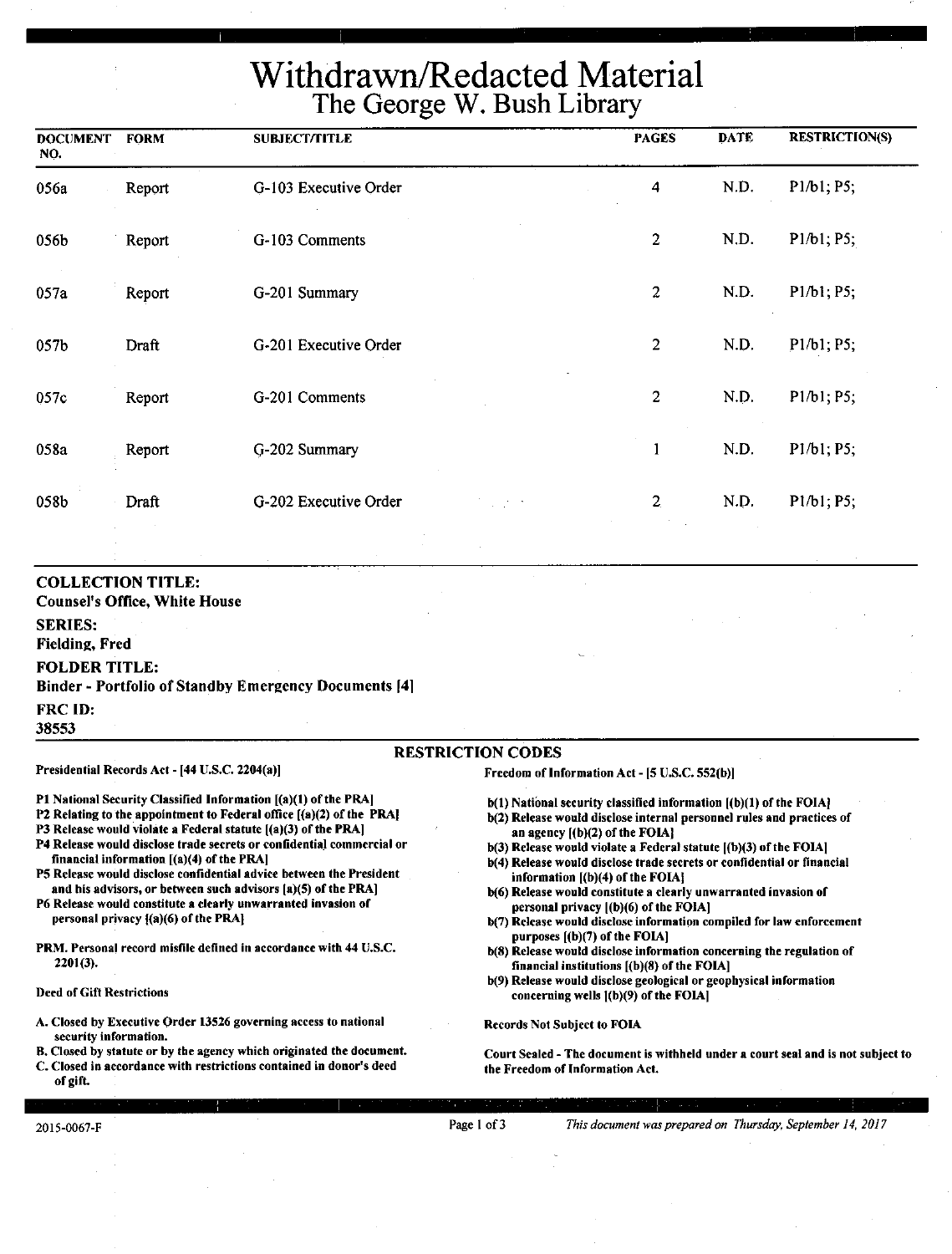# Withdrawn/Redacted Material
## The George W. Bush Library

| DOCUMENT NO. | FORM | SUBJECT/TITLE | PAGES | DATE | RESTRICTION(S) |
|---|---|---|---|---|---|
| 056a | Report | G-103 Executive Order | 4 | N.D. | P1/b1; P5; |
| 056b | Report | G-103 Comments | 2 | N.D. | P1/b1; P5; |
| 057a | Report | G-201 Summary | 2 | N.D. | P1/b1; P5; |
| 057b | Draft | G-201 Executive Order | 2 | N.D. | P1/b1; P5; |
| 057c | Report | G-201 Comments | 2 | N.D. | P1/b1; P5; |
| 058a | Report | G-202 Summary | 1 | N.D. | P1/b1; P5; |
| 058b | Draft | G-202 Executive Order | 2 | N.D. | P1/b1; P5; |

**COLLECTION TITLE:**
**Counsel's Office, White House**

**SERIES:**
**Fielding, Fred**

**FOLDER TITLE:**
**Binder - Portfolio of Standby Emergency Documents [4]**

**FRC ID:**
**38553**

### RESTRICTION CODES

**Presidential Records Act - [44 U.S.C. 2204(a)]**

- P1 National Security Classified Information [(a)(1) of the PRA]
- P2 Relating to the appointment to Federal office [(a)(2) of the PRA]
- P3 Release would violate a Federal statute [(a)(3) of the PRA]
- P4 Release would disclose trade secrets or confidential commercial or financial information [(a)(4) of the PRA]
- P5 Release would disclose confidential advice between the President and his advisors, or between such advisors [a)(5) of the PRA]
- P6 Release would constitute a clearly unwarranted invasion of personal privacy [(a)(6) of the PRA]

PRM. Personal record misfile defined in accordance with 44 U.S.C. 2201(3).

**Deed of Gift Restrictions**

- A. Closed by Executive Order 13526 governing access to national security information.
- B. Closed by statute or by the agency which originated the document.
- C. Closed in accordance with restrictions contained in donor's deed of gift.

**Freedom of Information Act - [5 U.S.C. 552(b)]**

- b(1) National security classified information [(b)(1) of the FOIA]
- b(2) Release would disclose internal personnel rules and practices of an agency [(b)(2) of the FOIA]
- b(3) Release would violate a Federal statute [(b)(3) of the FOIA]
- b(4) Release would disclose trade secrets or confidential or financial information [(b)(4) of the FOIA]
- b(6) Release would constitute a clearly unwarranted invasion of personal privacy [(b)(6) of the FOIA]
- b(7) Release would disclose information compiled for law enforcement purposes [(b)(7) of the FOIA]
- b(8) Release would disclose information concerning the regulation of financial institutions [(b)(8) of the FOIA]
- b(9) Release would disclose geological or geophysical information concerning wells [(b)(9) of the FOIA]

**Records Not Subject to FOIA**

Court Sealed - The document is withheld under a court seal and is not subject to the Freedom of Information Act.

2015-0067-F

*This document was prepared on Thursday, September 14, 2017*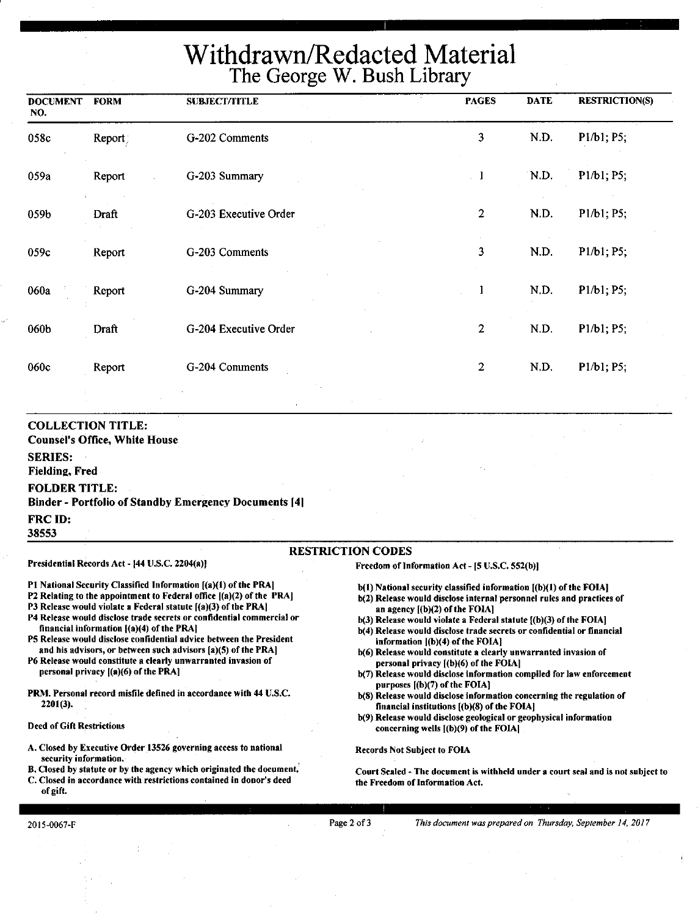# Withdrawn/Redacted Material
## The George W. Bush Library

| DOCUMENT NO. | FORM | SUBJECT/TITLE | PAGES | DATE | RESTRICTION(S) |
|---|---|---|---|---|---|
| 058c | Report | G-202 Comments | 3 | N.D. | P1/b1; P5; |
| 059a | Report | G-203 Summary | 1 | N.D. | P1/b1; P5; |
| 059b | Draft | G-203 Executive Order | 2 | N.D. | P1/b1; P5; |
| 059c | Report | G-203 Comments | 3 | N.D. | P1/b1; P5; |
| 060a | Report | G-204 Summary | 1 | N.D. | P1/b1; P5; |
| 060b | Draft | G-204 Executive Order | 2 | N.D. | P1/b1; P5; |
| 060c | Report | G-204 Comments | 2 | N.D. | P1/b1; P5; |

**COLLECTION TITLE:**
**Counsel's Office, White House**

**SERIES:**
**Fielding, Fred**

**FOLDER TITLE:**
**Binder - Portfolio of Standby Emergency Documents [4]**

**FRC ID:**
**38553**

### RESTRICTION CODES

**Presidential Records Act - [44 U.S.C. 2204(a)]**

- P1 National Security Classified Information [(a)(1) of the PRA]
- P2 Relating to the appointment to Federal office [(a)(2) of the PRA]
- P3 Release would violate a Federal statute [(a)(3) of the PRA]
- P4 Release would disclose trade secrets or confidential commercial or financial information [(a)(4) of the PRA]
- P5 Release would disclose confidential advice between the President and his advisors, or between such advisors [a)(5) of the PRA]
- P6 Release would constitute a clearly unwarranted invasion of personal privacy [(a)(6) of the PRA]

PRM. Personal record misfile defined in accordance with 44 U.S.C. 2201(3).

**Deed of Gift Restrictions**

- A. Closed by Executive Order 13526 governing access to national security information.
- B. Closed by statute or by the agency which originated the document.
- C. Closed in accordance with restrictions contained in donor's deed of gift.

**Freedom of Information Act - [5 U.S.C. 552(b)]**

- b(1) National security classified information [(b)(1) of the FOIA]
- b(2) Release would disclose internal personnel rules and practices of an agency [(b)(2) of the FOIA]
- b(3) Release would violate a Federal statute [(b)(3) of the FOIA]
- b(4) Release would disclose trade secrets or confidential or financial information [(b)(4) of the FOIA]
- b(6) Release would constitute a clearly unwarranted invasion of personal privacy [(b)(6) of the FOIA]
- b(7) Release would disclose information compiled for law enforcement purposes [(b)(7) of the FOIA]
- b(8) Release would disclose information concerning the regulation of financial institutions [(b)(8) of the FOIA]
- b(9) Release would disclose geological or geophysical information concerning wells [(b)(9) of the FOIA]

**Records Not Subject to FOIA**

Court Sealed - The document is withheld under a court seal and is not subject to the Freedom of Information Act.

2015-0067-F

*This document was prepared on Thursday, September 14, 2017*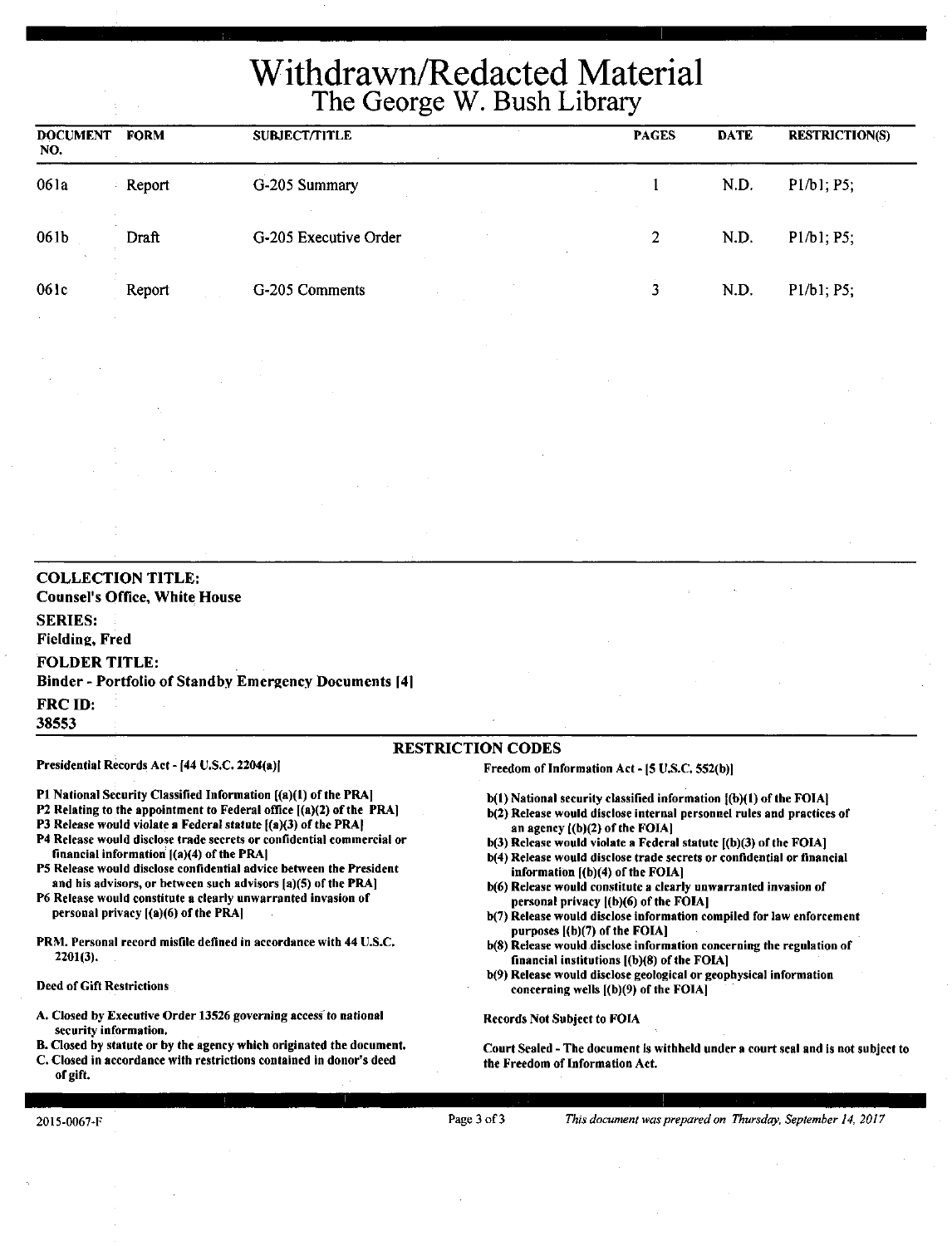# Withdrawn/Redacted Material
## The George W. Bush Library

| DOCUMENT NO. | FORM | SUBJECT/TITLE | PAGES | DATE | RESTRICTION(S) |
|---|---|---|---|---|---|
| 061a | Report | G-205 Summary | 1 | N.D. | P1/b1; P5; |
| 061b | Draft | G-205 Executive Order | 2 | N.D. | P1/b1; P5; |
| 061c | Report | G-205 Comments | 3 | N.D. | P1/b1; P5; |

**COLLECTION TITLE:**
**Counsel's Office, White House**

**SERIES:**
**Fielding, Fred**

**FOLDER TITLE:**
**Binder - Portfolio of Standby Emergency Documents [4]**

**FRC ID:**
**38553**

### RESTRICTION CODES

**Presidential Records Act - [44 U.S.C. 2204(a)]**

- P1 National Security Classified Information [(a)(1) of the PRA]
- P2 Relating to the appointment to Federal office [(a)(2) of the PRA]
- P3 Release would violate a Federal statute [(a)(3) of the PRA]
- P4 Release would disclose trade secrets or confidential commercial or financial information [(a)(4) of the PRA]
- P5 Release would disclose confidential advice between the President and his advisors, or between such advisors [a)(5) of the PRA]
- P6 Release would constitute a clearly unwarranted invasion of personal privacy [(a)(6) of the PRA]

PRM. Personal record misfile defined in accordance with 44 U.S.C. 2201(3).

**Deed of Gift Restrictions**

- A. Closed by Executive Order 13526 governing access to national security information.
- B. Closed by statute or by the agency which originated the document.
- C. Closed in accordance with restrictions contained in donor's deed of gift.

**Freedom of Information Act - [5 U.S.C. 552(b)]**

- b(1) National security classified information [(b)(1) of the FOIA]
- b(2) Release would disclose internal personnel rules and practices of an agency [(b)(2) of the FOIA]
- b(3) Release would violate a Federal statute [(b)(3) of the FOIA]
- b(4) Release would disclose trade secrets or confidential or financial information [(b)(4) of the FOIA]
- b(6) Release would constitute a clearly unwarranted invasion of personal privacy [(b)(6) of the FOIA]
- b(7) Release would disclose information compiled for law enforcement purposes [(b)(7) of the FOIA]
- b(8) Release would disclose information concerning the regulation of financial institutions [(b)(8) of the FOIA]
- b(9) Release would disclose geological or geophysical information concerning wells [(b)(9) of the FOIA]

**Records Not Subject to FOIA**

Court Sealed - The document is withheld under a court seal and is not subject to the Freedom of Information Act.

2015-0067-F

*This document was prepared on Thursday, September 14, 2017*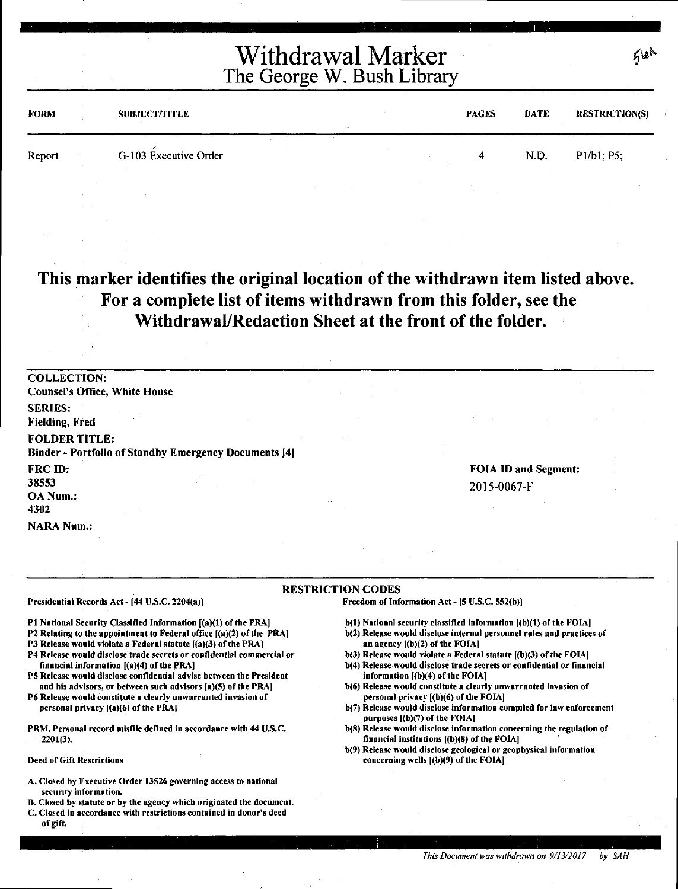# Withdrawal Marker
## The George W. Bush Library

56A

| FORM | SUBJECT/TITLE | PAGES | DATE | RESTRICTION(S) |
|---|---|---|---|---|
| Report | G-103 Executive Order | 4 | N.D. | P1/b1; P5; |

**This marker identifies the original location of the withdrawn item listed above. For a complete list of items withdrawn from this folder, see the Withdrawal/Redaction Sheet at the front of the folder.**

**COLLECTION:**
Counsel's Office, White House

**SERIES:**
Fielding, Fred

**FOLDER TITLE:**
Binder - Portfolio of Standby Emergency Documents [4]

**FRC ID:**
38553

**OA Num.:**
4302

**NARA Num.:**

**FOIA ID and Segment:**
2015-0067-F

**RESTRICTION CODES**

**Presidential Records Act - [44 U.S.C. 2204(a)]**

P1 National Security Classified Information [(a)(1) of the PRA]
P2 Relating to the appointment to Federal office [(a)(2) of the PRA]
P3 Release would violate a Federal statute [(a)(3) of the PRA]
P4 Release would disclose trade secrets or confidential commercial or financial information [(a)(4) of the PRA]
P5 Release would disclose confidential advise between the President and his advisors, or between such advisors [a)(5) of the PRA]
P6 Release would constitute a clearly unwarranted invasion of personal privacy [(a)(6) of the PRA]

PRM. Personal record misfile defined in accordance with 44 U.S.C. 2201(3).

Deed of Gift Restrictions

A. Closed by Executive Order 13526 governing access to national security information.
B. Closed by statute or by the agency which originated the document.
C. Closed in accordance with restrictions contained in donor's deed of gift.

**Freedom of Information Act - [5 U.S.C. 552(b)]**

b(1) National security classified information [(b)(1) of the FOIA]
b(2) Release would disclose internal personnel rules and practices of an agency [(b)(2) of the FOIA]
b(3) Release would violate a Federal statute [(b)(3) of the FOIA]
b(4) Release would disclose trade secrets or confidential or financial information [(b)(4) of the FOIA]
b(6) Release would constitute a clearly unwarranted invasion of personal privacy [(b)(6) of the FOIA]
b(7) Release would disclose information compiled for law enforcement purposes [(b)(7) of the FOIA]
b(8) Release would disclose information concerning the regulation of financial institutions [(b)(8) of the FOIA]
b(9) Release would disclose geological or geophysical information concerning wells [(b)(9) of the FOIA]

*This Document was withdrawn on 9/13/2017 by SAH*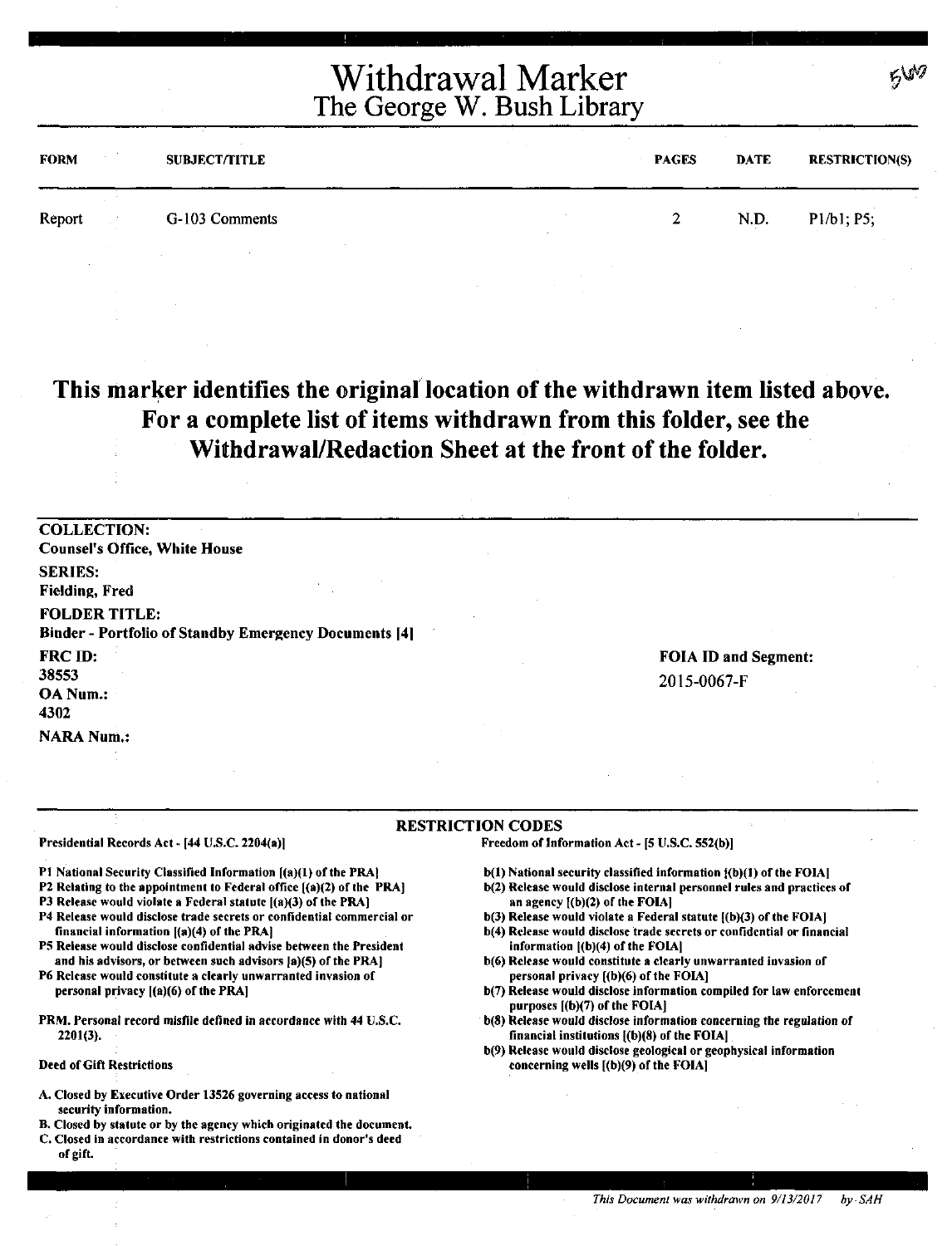# Withdrawal Marker
## The George W. Bush Library

| FORM | SUBJECT/TITLE | PAGES | DATE | RESTRICTION(S) |
|---|---|---|---|---|
| Report | G-103 Comments | 2 | N.D. | P1/b1; P5; |

**This marker identifies the original location of the withdrawn item listed above. For a complete list of items withdrawn from this folder, see the Withdrawal/Redaction Sheet at the front of the folder.**

**COLLECTION:**
**Counsel's Office, White House**

**SERIES:**
**Fielding, Fred**

**FOLDER TITLE:**
**Binder - Portfolio of Standby Emergency Documents [4]**

**FRC ID:**
**38553**

**OA Num.:**
**4302**

**NARA Num.:**

**FOIA ID and Segment:**
2015-0067-F

**RESTRICTION CODES**

**Presidential Records Act - [44 U.S.C. 2204(a)]**

- **P1 National Security Classified Information [(a)(1) of the PRA]**
- **P2 Relating to the appointment to Federal office [(a)(2) of the PRA]**
- **P3 Release would violate a Federal statute [(a)(3) of the PRA]**
- **P4 Release would disclose trade secrets or confidential commercial or financial information [(a)(4) of the PRA]**
- **P5 Release would disclose confidential advise between the President and his advisors, or between such advisors [a)(5) of the PRA]**
- **P6 Release would constitute a clearly unwarranted invasion of personal privacy [(a)(6) of the PRA]**

**PRM. Personal record misfile defined in accordance with 44 U.S.C. 2201(3).**

**Deed of Gift Restrictions**

- **A. Closed by Executive Order 13526 governing access to national security information.**
- **B. Closed by statute or by the agency which originated the document.**
- **C. Closed in accordance with restrictions contained in donor's deed of gift.**

**Freedom of Information Act - [5 U.S.C. 552(b)]**

- **b(1) National security classified information [(b)(1) of the FOIA]**
- **b(2) Release would disclose internal personnel rules and practices of an agency [(b)(2) of the FOIA]**
- **b(3) Release would violate a Federal statute [(b)(3) of the FOIA]**
- **b(4) Release would disclose trade secrets or confidential or financial information [(b)(4) of the FOIA]**
- **b(6) Release would constitute a clearly unwarranted invasion of personal privacy [(b)(6) of the FOIA]**
- **b(7) Release would disclose information compiled for law enforcement purposes [(b)(7) of the FOIA]**
- **b(8) Release would disclose information concerning the regulation of financial institutions [(b)(8) of the FOIA]**
- **b(9) Release would disclose geological or geophysical information concerning wells [(b)(9) of the FOIA]**

*This Document was withdrawn on 9/13/2017 by SAH*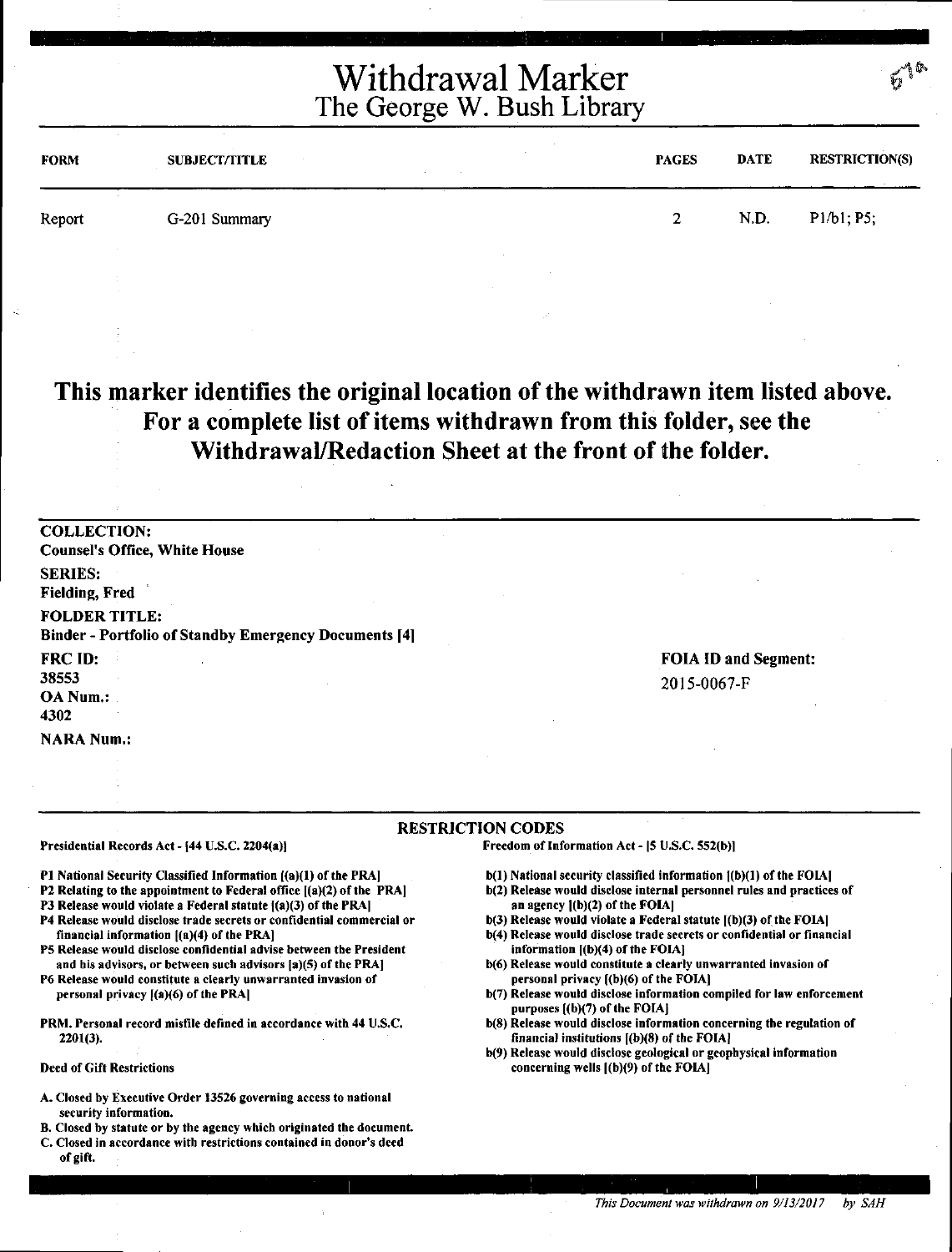# Withdrawal Marker
## The George W. Bush Library

| FORM | SUBJECT/TITLE | PAGES | DATE | RESTRICTION(S) |
|---|---|---|---|---|
| Report | G-201 Summary | 2 | N.D. | P1/b1; P5; |

**This marker identifies the original location of the withdrawn item listed above. For a complete list of items withdrawn from this folder, see the Withdrawal/Redaction Sheet at the front of the folder.**

**COLLECTION:**
**Counsel's Office, White House**

**SERIES:**
**Fielding, Fred**

**FOLDER TITLE:**
**Binder - Portfolio of Standby Emergency Documents [4]**

**FRC ID:**
38553

**OA Num.:**
4302

**NARA Num.:**

**FOIA ID and Segment:**
2015-0067-F

### RESTRICTION CODES

**Presidential Records Act - [44 U.S.C. 2204(a)]**

**P1 National Security Classified Information [(a)(1) of the PRA]**
**P2 Relating to the appointment to Federal office [(a)(2) of the PRA]**
**P3 Release would violate a Federal statute [(a)(3) of the PRA]**
**P4 Release would disclose trade secrets or confidential commercial or financial information [(a)(4) of the PRA]**
**P5 Release would disclose confidential advise between the President and his advisors, or between such advisors [a)(5) of the PRA]**
**P6 Release would constitute a clearly unwarranted invasion of personal privacy [(a)(6) of the PRA]**

**PRM. Personal record misfile defined in accordance with 44 U.S.C. 2201(3).**

**Deed of Gift Restrictions**

**A. Closed by Executive Order 13526 governing access to national security information.**
**B. Closed by statute or by the agency which originated the document.**
**C. Closed in accordance with restrictions contained in donor's deed of gift.**

**Freedom of Information Act - [5 U.S.C. 552(b)]**

**b(1) National security classified information [(b)(1) of the FOIA]**
**b(2) Release would disclose internal personnel rules and practices of an agency [(b)(2) of the FOIA]**
**b(3) Release would violate a Federal statute [(b)(3) of the FOIA]**
**b(4) Release would disclose trade secrets or confidential or financial information [(b)(4) of the FOIA]**
**b(6) Release would constitute a clearly unwarranted invasion of personal privacy [(b)(6) of the FOIA]**
**b(7) Release would disclose information compiled for law enforcement purposes [(b)(7) of the FOIA]**
**b(8) Release would disclose information concerning the regulation of financial institutions [(b)(8) of the FOIA]**
**b(9) Release would disclose geological or geophysical information concerning wells [(b)(9) of the FOIA]**

*This Document was withdrawn on 9/13/2017 by SAH*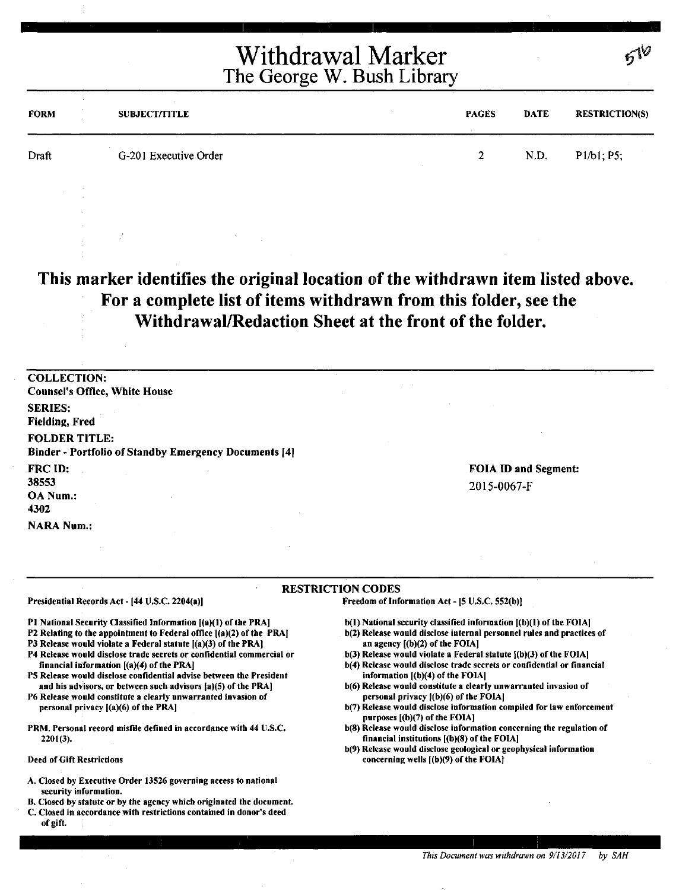# Withdrawal Marker
## The George W. Bush Library

576

| FORM | SUBJECT/TITLE | PAGES | DATE | RESTRICTION(S) |
|---|---|---|---|---|
| Draft | G-201 Executive Order | 2 | N.D. | P1/b1; P5; |

**This marker identifies the original location of the withdrawn item listed above. For a complete list of items withdrawn from this folder, see the Withdrawal/Redaction Sheet at the front of the folder.**

**COLLECTION:**
Counsel's Office, White House

**SERIES:**
Fielding, Fred

**FOLDER TITLE:**
Binder - Portfolio of Standby Emergency Documents [4]

**FRC ID:**
38553

**OA Num.:**
4302

**NARA Num.:**

**FOIA ID and Segment:**
2015-0067-F

### RESTRICTION CODES

**Presidential Records Act - [44 U.S.C. 2204(a)]**

P1 National Security Classified Information [(a)(1) of the PRA]
P2 Relating to the appointment to Federal office [(a)(2) of the PRA]
P3 Release would violate a Federal statute [(a)(3) of the PRA]
P4 Release would disclose trade secrets or confidential commercial or financial information [(a)(4) of the PRA]
P5 Release would disclose confidential advise between the President and his advisors, or between such advisors [a)(5) of the PRA]
P6 Release would constitute a clearly unwarranted invasion of personal privacy [(a)(6) of the PRA]

PRM. Personal record misfile defined in accordance with 44 U.S.C. 2201(3).

Deed of Gift Restrictions

A. Closed by Executive Order 13526 governing access to national security information.
B. Closed by statute or by the agency which originated the document.
C. Closed in accordance with restrictions contained in donor's deed of gift.

**Freedom of Information Act - [5 U.S.C. 552(b)]**

b(1) National security classified information [(b)(1) of the FOIA]
b(2) Release would disclose internal personnel rules and practices of an agency [(b)(2) of the FOIA]
b(3) Release would violate a Federal statute [(b)(3) of the FOIA]
b(4) Release would disclose trade secrets or confidential or financial information [(b)(4) of the FOIA]
b(6) Release would constitute a clearly unwarranted invasion of personal privacy [(b)(6) of the FOIA]
b(7) Release would disclose information compiled for law enforcement purposes [(b)(7) of the FOIA]
b(8) Release would disclose information concerning the regulation of financial institutions [(b)(8) of the FOIA]
b(9) Release would disclose geological or geophysical information concerning wells [(b)(9) of the FOIA]

*This Document was withdrawn on 9/13/2017 by SAH*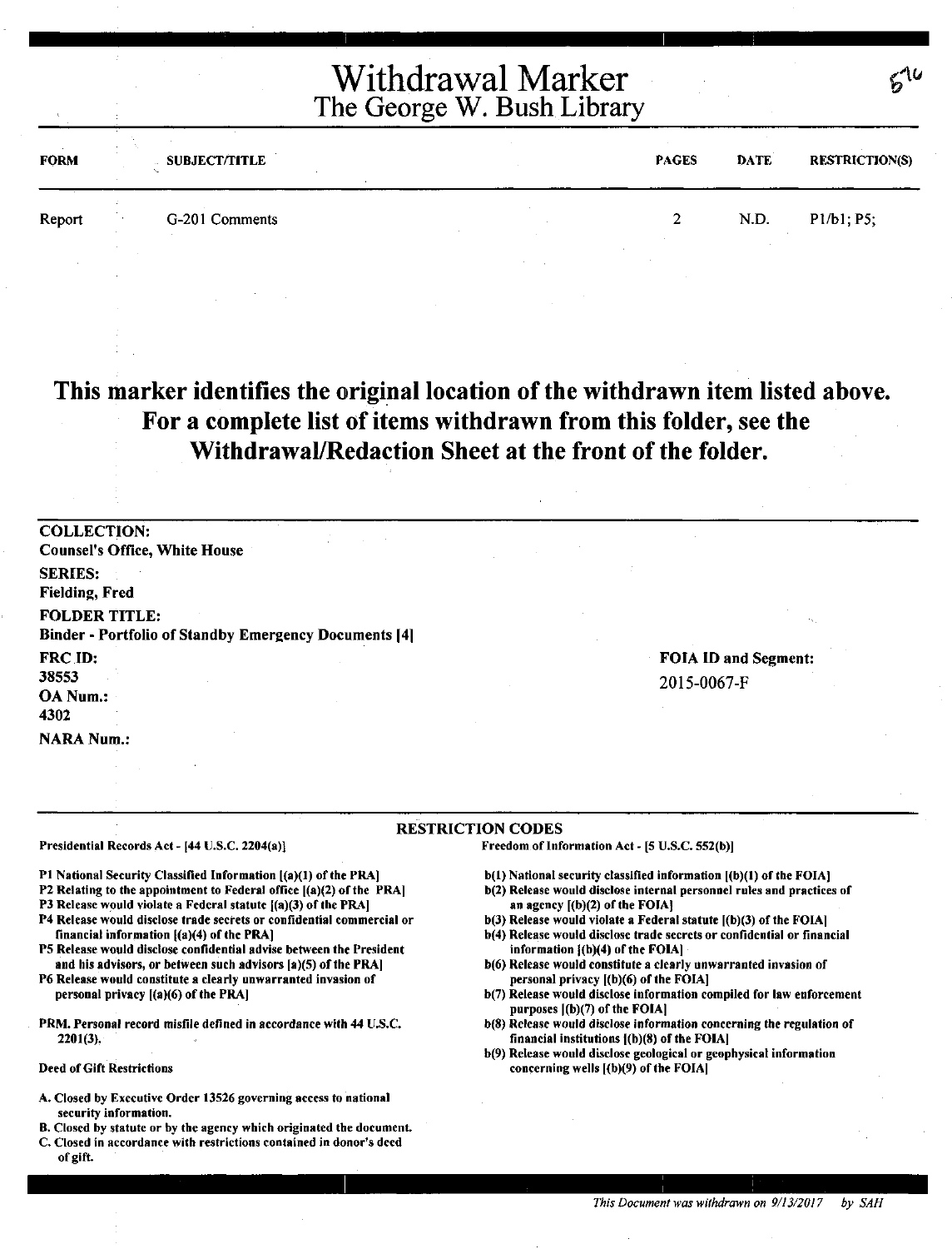# Withdrawal Marker
## The George W. Bush Library

| FORM | SUBJECT/TITLE | PAGES | DATE | RESTRICTION(S) |
|---|---|---|---|---|
| Report | G-201 Comments | 2 | N.D. | P1/b1; P5; |

**This marker identifies the original location of the withdrawn item listed above. For a complete list of items withdrawn from this folder, see the Withdrawal/Redaction Sheet at the front of the folder.**

**COLLECTION:**
Counsel's Office, White House

**SERIES:**
Fielding, Fred

**FOLDER TITLE:**
Binder - Portfolio of Standby Emergency Documents [4]

**FRC ID:**
38553

**OA Num.:**
4302

**NARA Num.:**

**FOIA ID and Segment:**
2015-0067-F

**RESTRICTION CODES**

**Presidential Records Act - [44 U.S.C. 2204(a)]**

- P1 National Security Classified Information [(a)(1) of the PRA]
- P2 Relating to the appointment to Federal office [(a)(2) of the PRA]
- P3 Release would violate a Federal statute [(a)(3) of the PRA]
- P4 Release would disclose trade secrets or confidential commercial or financial information [(a)(4) of the PRA]
- P5 Release would disclose confidential advise between the President and his advisors, or between such advisors [a)(5) of the PRA]
- P6 Release would constitute a clearly unwarranted invasion of personal privacy [(a)(6) of the PRA]

PRM. Personal record misfile defined in accordance with 44 U.S.C. 2201(3).

**Deed of Gift Restrictions**

- A. Closed by Executive Order 13526 governing access to national security information.
- B. Closed by statute or by the agency which originated the document.
- C. Closed in accordance with restrictions contained in donor's deed of gift.

**Freedom of Information Act - [5 U.S.C. 552(b)]**

- b(1) National security classified information [(b)(1) of the FOIA]
- b(2) Release would disclose internal personnel rules and practices of an agency [(b)(2) of the FOIA]
- b(3) Release would violate a Federal statute [(b)(3) of the FOIA]
- b(4) Release would disclose trade secrets or confidential or financial information [(b)(4) of the FOIA]
- b(6) Release would constitute a clearly unwarranted invasion of personal privacy [(b)(6) of the FOIA]
- b(7) Release would disclose information compiled for law enforcement purposes [(b)(7) of the FOIA]
- b(8) Release would disclose information concerning the regulation of financial institutions [(b)(8) of the FOIA]
- b(9) Release would disclose geological or geophysical information concerning wells [(b)(9) of the FOIA]

*This Document was withdrawn on 9/13/2017 by SAH*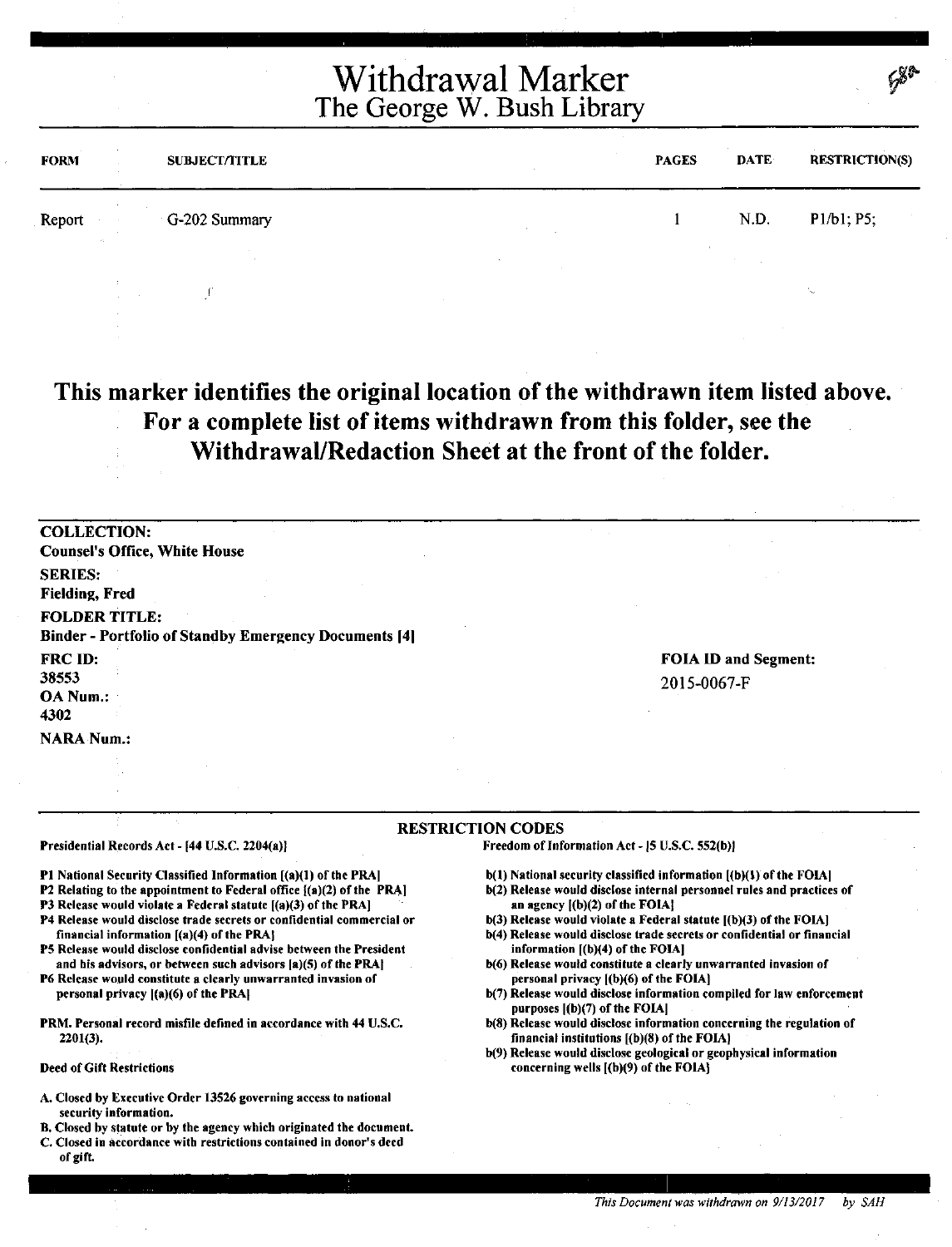# Withdrawal Marker
## The George W. Bush Library

| FORM | SUBJECT/TITLE | PAGES | DATE | RESTRICTION(S) |
|---|---|---|---|---|
| Report | G-202 Summary | 1 | N.D. | P1/b1; P5; |

**This marker identifies the original location of the withdrawn item listed above. For a complete list of items withdrawn from this folder, see the Withdrawal/Redaction Sheet at the front of the folder.**

**COLLECTION:**
**Counsel's Office, White House**

**SERIES:**
**Fielding, Fred**

**FOLDER TITLE:**
**Binder - Portfolio of Standby Emergency Documents [4]**

**FRC ID:**
38553

**OA Num.:**
4302

**NARA Num.:**

**FOIA ID and Segment:**
2015-0067-F

### RESTRICTION CODES

**Presidential Records Act - [44 U.S.C. 2204(a)]**

- **P1** National Security Classified Information [(a)(1) of the PRA]
- **P2** Relating to the appointment to Federal office [(a)(2) of the PRA]
- **P3** Release would violate a Federal statute [(a)(3) of the PRA]
- **P4** Release would disclose trade secrets or confidential commercial or financial information [(a)(4) of the PRA]
- **P5** Release would disclose confidential advise between the President and his advisors, or between such advisors [a)(5) of the PRA]
- **P6** Release would constitute a clearly unwarranted invasion of personal privacy [(a)(6) of the PRA]

**PRM.** Personal record misfile defined in accordance with 44 U.S.C. 2201(3).

**Deed of Gift Restrictions**

- **A.** Closed by Executive Order 13526 governing access to national security information.
- **B.** Closed by statute or by the agency which originated the document.
- **C.** Closed in accordance with restrictions contained in donor's deed of gift.

**Freedom of Information Act - [5 U.S.C. 552(b)]**

- **b(1)** National security classified information [(b)(1) of the FOIA]
- **b(2)** Release would disclose internal personnel rules and practices of an agency [(b)(2) of the FOIA]
- **b(3)** Release would violate a Federal statute [(b)(3) of the FOIA]
- **b(4)** Release would disclose trade secrets or confidential or financial information [(b)(4) of the FOIA]
- **b(6)** Release would constitute a clearly unwarranted invasion of personal privacy [(b)(6) of the FOIA]
- **b(7)** Release would disclose information compiled for law enforcement purposes [(b)(7) of the FOIA]
- **b(8)** Release would disclose information concerning the regulation of financial institutions [(b)(8) of the FOIA]
- **b(9)** Release would disclose geological or geophysical information concerning wells [(b)(9) of the FOIA]

*This Document was withdrawn on 9/13/2017 by SAH*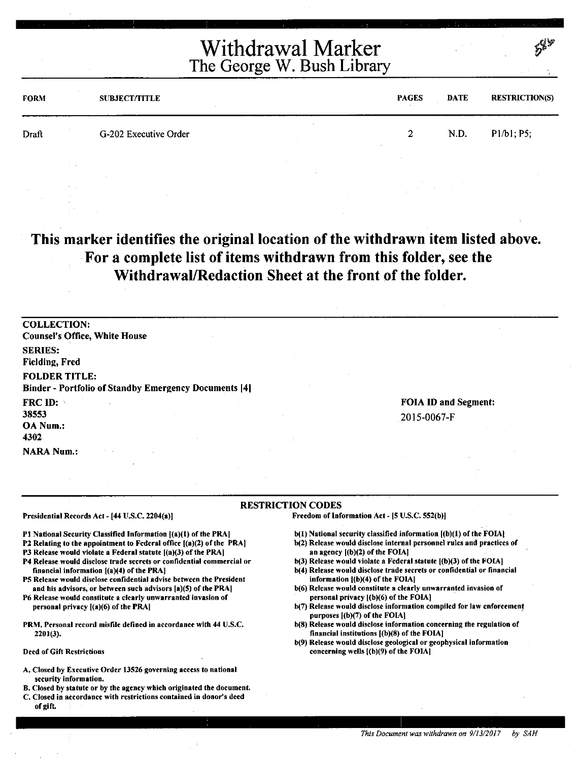# Withdrawal Marker
## The George W. Bush Library

| FORM | SUBJECT/TITLE | PAGES | DATE | RESTRICTION(S) |
|---|---|---|---|---|
| Draft | G-202 Executive Order | 2 | N.D. | P1/b1; P5; |

**This marker identifies the original location of the withdrawn item listed above. For a complete list of items withdrawn from this folder, see the Withdrawal/Redaction Sheet at the front of the folder.**

**COLLECTION:**
**Counsel's Office, White House**

**SERIES:**
**Fielding, Fred**

**FOLDER TITLE:**
**Binder - Portfolio of Standby Emergency Documents [4]**

**FRC ID:**
**38553**

**OA Num.:**
**4302**

**NARA Num.:**

**FOIA ID and Segment:**
2015-0067-F

### RESTRICTION CODES

**Presidential Records Act - [44 U.S.C. 2204(a)]**

- P1 National Security Classified Information [(a)(1) of the PRA]
- P2 Relating to the appointment to Federal office [(a)(2) of the PRA]
- P3 Release would violate a Federal statute [(a)(3) of the PRA]
- P4 Release would disclose trade secrets or confidential commercial or financial information [(a)(4) of the PRA]
- P5 Release would disclose confidential advise between the President and his advisors, or between such advisors [a)(5) of the PRA]
- P6 Release would constitute a clearly unwarranted invasion of personal privacy [(a)(6) of the PRA]

PRM. Personal record misfile defined in accordance with 44 U.S.C. 2201(3).

Deed of Gift Restrictions

- A. Closed by Executive Order 13526 governing access to national security information.
- B. Closed by statute or by the agency which originated the document.
- C. Closed in accordance with restrictions contained in donor's deed of gift.

**Freedom of Information Act - [5 U.S.C. 552(b)]**

- b(1) National security classified information [(b)(1) of the FOIA]
- b(2) Release would disclose internal personnel rules and practices of an agency [(b)(2) of the FOIA]
- b(3) Release would violate a Federal statute [(b)(3) of the FOIA]
- b(4) Release would disclose trade secrets or confidential or financial information [(b)(4) of the FOIA]
- b(6) Release would constitute a clearly unwarranted invasion of personal privacy [(b)(6) of the FOIA]
- b(7) Release would disclose information compiled for law enforcement purposes [(b)(7) of the FOIA]
- b(8) Release would disclose information concerning the regulation of financial institutions [(b)(8) of the FOIA]
- b(9) Release would disclose geological or geophysical information concerning wells [(b)(9) of the FOIA]

*This Document was withdrawn on 9/13/2017 by SAH*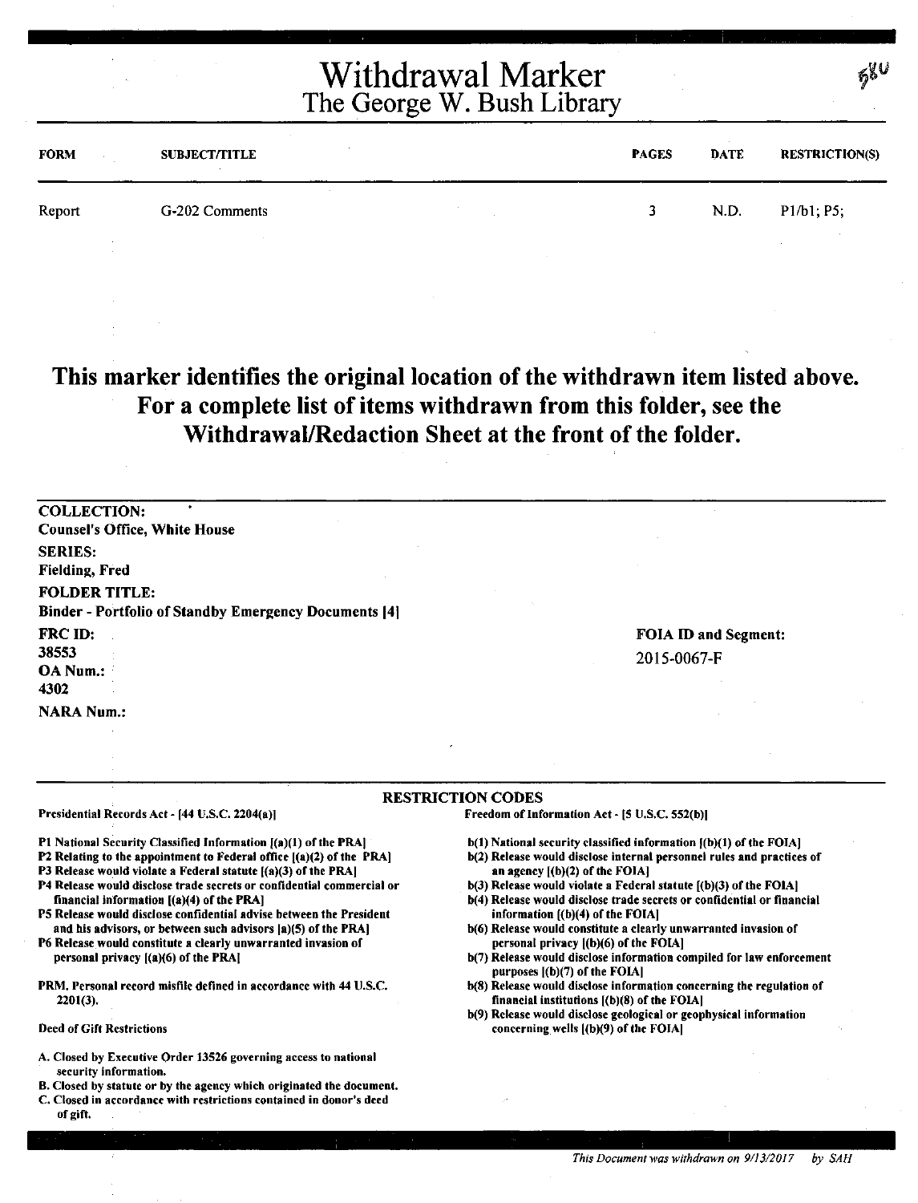# Withdrawal Marker
## The George W. Bush Library

58U

| FORM | SUBJECT/TITLE | PAGES | DATE | RESTRICTION(S) |
|---|---|---|---|---|
| Report | G-202 Comments | 3 | N.D. | P1/b1; P5; |

**This marker identifies the original location of the withdrawn item listed above. For a complete list of items withdrawn from this folder, see the Withdrawal/Redaction Sheet at the front of the folder.**

**COLLECTION:**
**Counsel's Office, White House**

**SERIES:**
**Fielding, Fred**

**FOLDER TITLE:**
**Binder - Portfolio of Standby Emergency Documents [4]**

**FRC ID:**
**38553**

**OA Num.:**
**4302**

**NARA Num.:**

**FOIA ID and Segment:**
2015-0067-F

**RESTRICTION CODES**

Presidential Records Act - [44 U.S.C. 2204(a)]

P1 National Security Classified Information [(a)(1) of the PRA]
P2 Relating to the appointment to Federal office [(a)(2) of the PRA]
P3 Release would violate a Federal statute [(a)(3) of the PRA]
P4 Release would disclose trade secrets or confidential commercial or financial information [(a)(4) of the PRA]
P5 Release would disclose confidential advise between the President and his advisors, or between such advisors [a)(5) of the PRA]
P6 Release would constitute a clearly unwarranted invasion of personal privacy [(a)(6) of the PRA]

PRM. Personal record misfile defined in accordance with 44 U.S.C. 2201(3).

Deed of Gift Restrictions

A. Closed by Executive Order 13526 governing access to national security information.
B. Closed by statute or by the agency which originated the document.
C. Closed in accordance with restrictions contained in donor's deed of gift.

Freedom of Information Act - [5 U.S.C. 552(b)]

b(1) National security classified information [(b)(1) of the FOIA]
b(2) Release would disclose internal personnel rules and practices of an agency [(b)(2) of the FOIA]
b(3) Release would violate a Federal statute [(b)(3) of the FOIA]
b(4) Release would disclose trade secrets or confidential or financial information [(b)(4) of the FOIA]
b(6) Release would constitute a clearly unwarranted invasion of personal privacy [(b)(6) of the FOIA]
b(7) Release would disclose information compiled for law enforcement purposes [(b)(7) of the FOIA]
b(8) Release would disclose information concerning the regulation of financial institutions [(b)(8) of the FOIA]
b(9) Release would disclose geological or geophysical information concerning wells [(b)(9) of the FOIA]

*This Document was withdrawn on 9/13/2017 by SAH*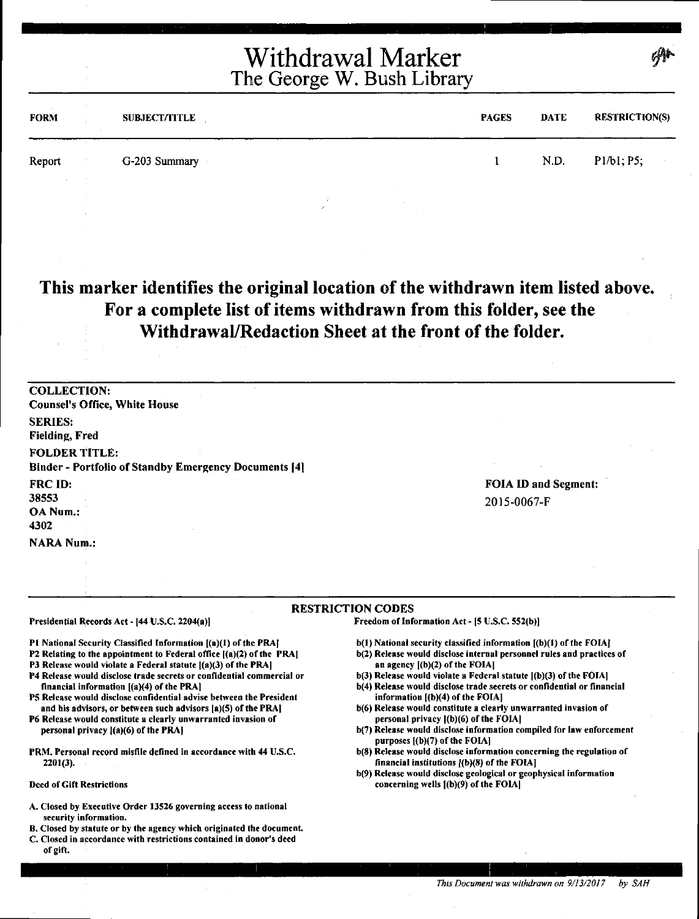# Withdrawal Marker
## The George W. Bush Library

| FORM | SUBJECT/TITLE | PAGES | DATE | RESTRICTION(S) |
| --- | --- | --- | --- | --- |
| Report | G-203 Summary | 1 | N.D. | P1/b1; P5; |

**This marker identifies the original location of the withdrawn item listed above. For a complete list of items withdrawn from this folder, see the Withdrawal/Redaction Sheet at the front of the folder.**

**COLLECTION:**
Counsel's Office, White House

**SERIES:**
Fielding, Fred

**FOLDER TITLE:**
Binder - Portfolio of Standby Emergency Documents [4]

**FRC ID:**
38553

**OA Num.:**
4302

**NARA Num.:**

**FOIA ID and Segment:**
2015-0067-F

### RESTRICTION CODES

**Presidential Records Act - [44 U.S.C. 2204(a)]**

- P1 National Security Classified Information [(a)(1) of the PRA]
- P2 Relating to the appointment to Federal office [(a)(2) of the PRA]
- P3 Release would violate a Federal statute [(a)(3) of the PRA]
- P4 Release would disclose trade secrets or confidential commercial or financial information [(a)(4) of the PRA]
- P5 Release would disclose confidential advise between the President and his advisors, or between such advisors [a)(5) of the PRA]
- P6 Release would constitute a clearly unwarranted invasion of personal privacy [(a)(6) of the PRA]

PRM. Personal record misfile defined in accordance with 44 U.S.C. 2201(3).

**Deed of Gift Restrictions**

- A. Closed by Executive Order 13526 governing access to national security information.
- B. Closed by statute or by the agency which originated the document.
- C. Closed in accordance with restrictions contained in donor's deed of gift.

**Freedom of Information Act - [5 U.S.C. 552(b)]**

- b(1) National security classified information [(b)(1) of the FOIA]
- b(2) Release would disclose internal personnel rules and practices of an agency [(b)(2) of the FOIA]
- b(3) Release would violate a Federal statute [(b)(3) of the FOIA]
- b(4) Release would disclose trade secrets or confidential or financial information [(b)(4) of the FOIA]
- b(6) Release would constitute a clearly unwarranted invasion of personal privacy [(b)(6) of the FOIA]
- b(7) Release would disclose information compiled for law enforcement purposes [(b)(7) of the FOIA]
- b(8) Release would disclose information concerning the regulation of financial institutions [(b)(8) of the FOIA]
- b(9) Release would disclose geological or geophysical information concerning wells [(b)(9) of the FOIA]

*This Document was withdrawn on 9/13/2017 by SAH*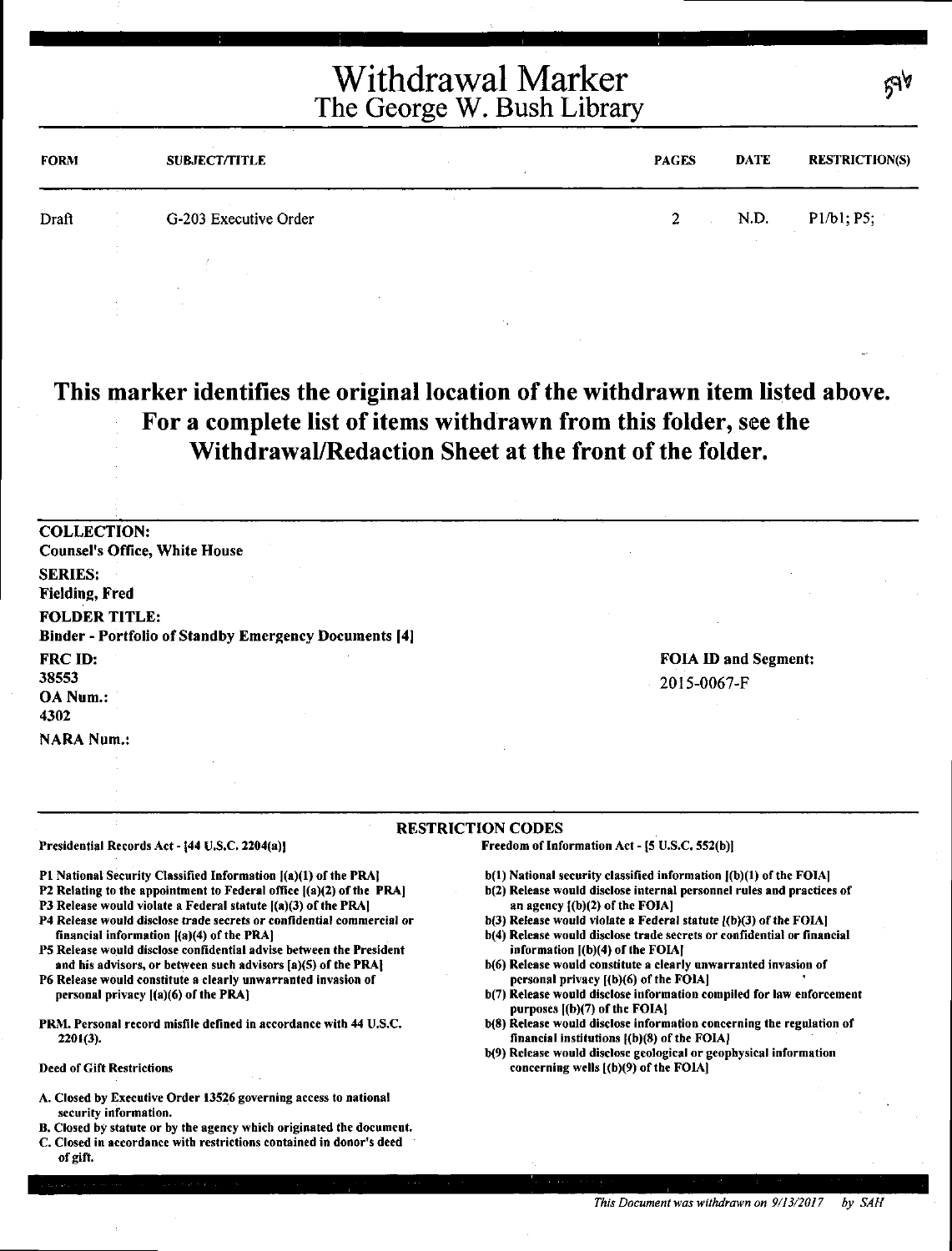# Withdrawal Marker
## The George W. Bush Library

59b

| FORM | SUBJECT/TITLE | PAGES | DATE | RESTRICTION(S) |
|---|---|---|---|---|
| Draft | G-203 Executive Order | 2 | N.D. | P1/b1; P5; |

**This marker identifies the original location of the withdrawn item listed above. For a complete list of items withdrawn from this folder, see the Withdrawal/Redaction Sheet at the front of the folder.**

**COLLECTION:**
Counsel's Office, White House

**SERIES:**
Fielding, Fred

**FOLDER TITLE:**
Binder - Portfolio of Standby Emergency Documents [4]

**FRC ID:**
38553

**OA Num.:**
4302

**NARA Num.:**

**FOIA ID and Segment:**
2015-0067-F

### RESTRICTION CODES

**Presidential Records Act - [44 U.S.C. 2204(a)]**

P1 National Security Classified Information [(a)(1) of the PRA]
P2 Relating to the appointment to Federal office [(a)(2) of the PRA]
P3 Release would violate a Federal statute [(a)(3) of the PRA]
P4 Release would disclose trade secrets or confidential commercial or financial information [(a)(4) of the PRA]
P5 Release would disclose confidential advise between the President and his advisors, or between such advisors [a)(5) of the PRA]
P6 Release would constitute a clearly unwarranted invasion of personal privacy [(a)(6) of the PRA]

PRM. Personal record misfile defined in accordance with 44 U.S.C. 2201(3).

**Deed of Gift Restrictions**

A. Closed by Executive Order 13526 governing access to national security information.
B. Closed by statute or by the agency which originated the document.
C. Closed in accordance with restrictions contained in donor's deed of gift.

**Freedom of Information Act - [5 U.S.C. 552(b)]**

b(1) National security classified information [(b)(1) of the FOIA]
b(2) Release would disclose internal personnel rules and practices of an agency [(b)(2) of the FOIA]
b(3) Release would violate a Federal statute [(b)(3) of the FOIA]
b(4) Release would disclose trade secrets or confidential or financial information [(b)(4) of the FOIA]
b(6) Release would constitute a clearly unwarranted invasion of personal privacy [(b)(6) of the FOIA]
b(7) Release would disclose information compiled for law enforcement purposes [(b)(7) of the FOIA]
b(8) Release would disclose information concerning the regulation of financial institutions [(b)(8) of the FOIA]
b(9) Release would disclose geological or geophysical information concerning wells [(b)(9) of the FOIA]

*This Document was withdrawn on 9/13/2017 by SAH*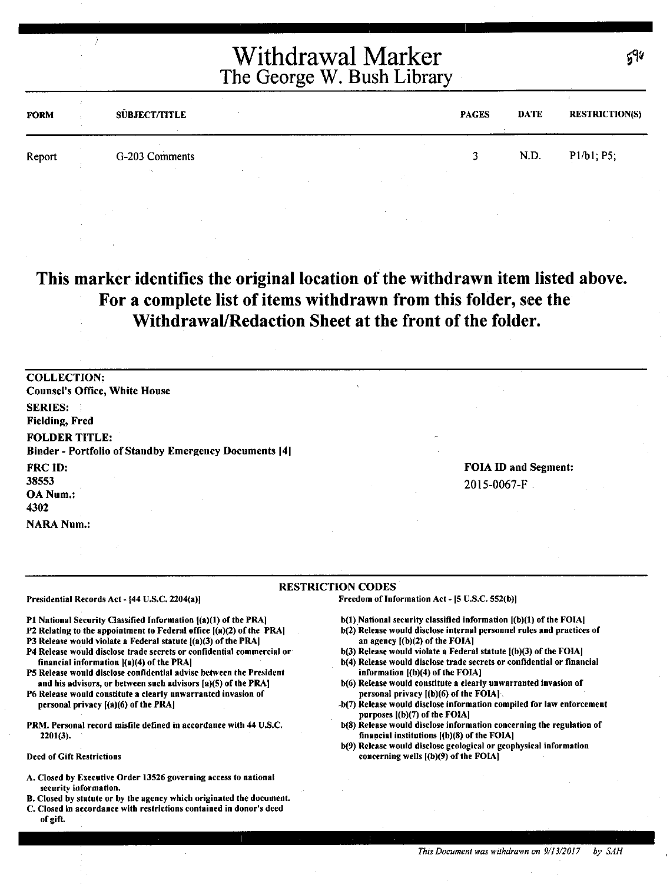# Withdrawal Marker
## The George W. Bush Library

59c

| FORM | SUBJECT/TITLE | PAGES | DATE | RESTRICTION(S) |
| --- | --- | --- | --- | --- |
| Report | G-203 Comments | 3 | N.D. | P1/b1; P5; |

**This marker identifies the original location of the withdrawn item listed above. For a complete list of items withdrawn from this folder, see the Withdrawal/Redaction Sheet at the front of the folder.**

**COLLECTION:**
**Counsel's Office, White House**

**SERIES:**
**Fielding, Fred**

**FOLDER TITLE:**
**Binder - Portfolio of Standby Emergency Documents [4]**

**FRC ID:**
**38553**

**OA Num.:**
**4302**

**NARA Num.:**

**FOIA ID and Segment:**
2015-0067-F

**RESTRICTION CODES**

**Presidential Records Act - [44 U.S.C. 2204(a)]**

**P1 National Security Classified Information [(a)(1) of the PRA]**
**P2 Relating to the appointment to Federal office [(a)(2) of the PRA]**
**P3 Release would violate a Federal statute [(a)(3) of the PRA]**
**P4 Release would disclose trade secrets or confidential commercial or financial information [(a)(4) of the PRA]**
**P5 Release would disclose confidential advise between the President and his advisors, or between such advisors [a)(5) of the PRA]**
**P6 Release would constitute a clearly unwarranted invasion of personal privacy [(a)(6) of the PRA]**

**PRM. Personal record misfile defined in accordance with 44 U.S.C. 2201(3).**

**Deed of Gift Restrictions**

**A. Closed by Executive Order 13526 governing access to national security information.**
**B. Closed by statute or by the agency which originated the document.**
**C. Closed in accordance with restrictions contained in donor's deed of gift.**

**Freedom of Information Act - [5 U.S.C. 552(b)]**

**b(1) National security classified information [(b)(1) of the FOIA]**
**b(2) Release would disclose internal personnel rules and practices of an agency [(b)(2) of the FOIA]**
**b(3) Release would violate a Federal statute [(b)(3) of the FOIA]**
**b(4) Release would disclose trade secrets or confidential or financial information [(b)(4) of the FOIA]**
**b(6) Release would constitute a clearly unwarranted invasion of personal privacy [(b)(6) of the FOIA]**
**b(7) Release would disclose information compiled for law enforcement purposes [(b)(7) of the FOIA]**
**b(8) Release would disclose information concerning the regulation of financial institutions [(b)(8) of the FOIA]**
**b(9) Release would disclose geological or geophysical information concerning wells [(b)(9) of the FOIA]**

*This Document was withdrawn on 9/13/2017 by SAH*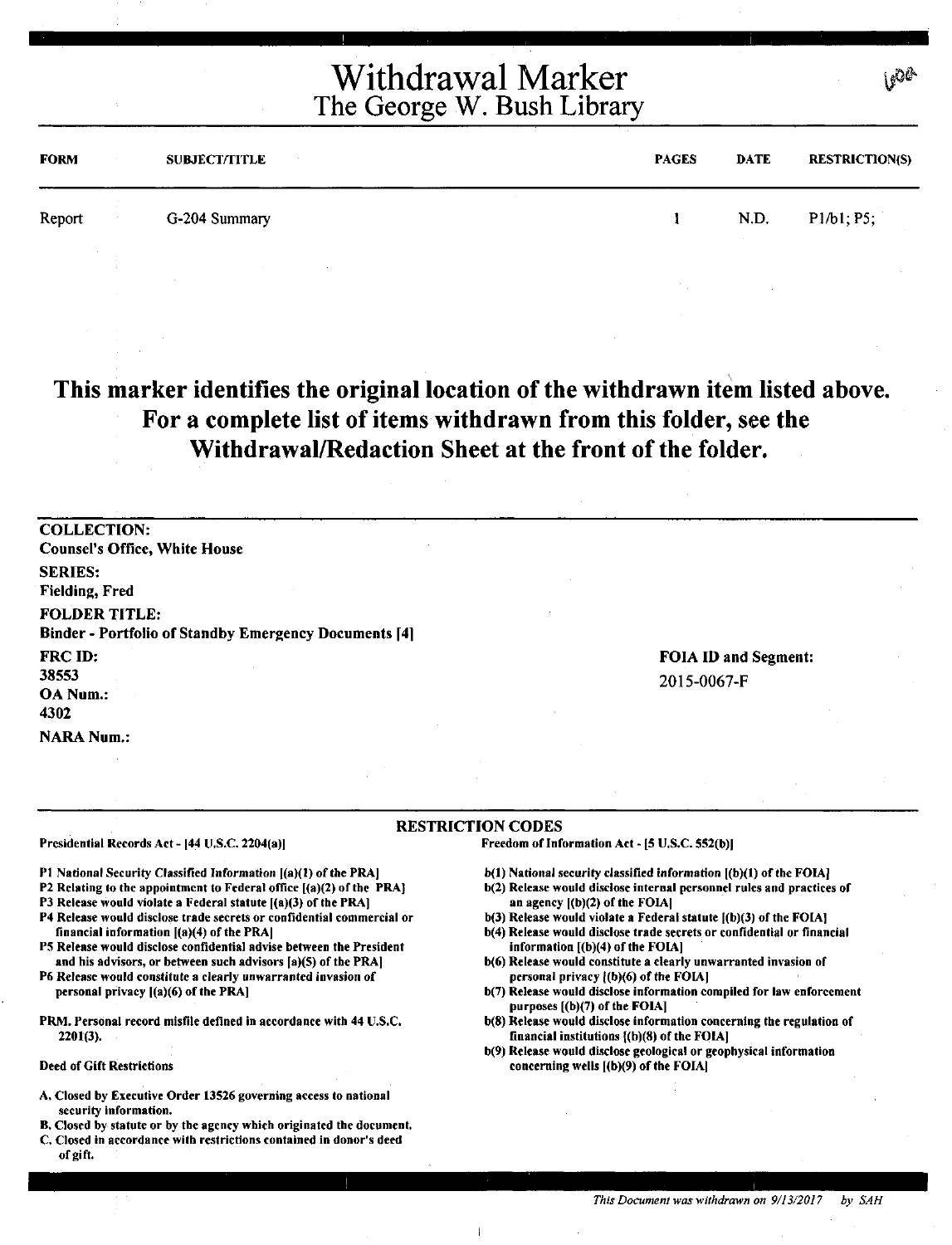# Withdrawal Marker
## The George W. Bush Library

| FORM | SUBJECT/TITLE | PAGES | DATE | RESTRICTION(S) |
|---|---|---|---|---|
| Report | G-204 Summary | 1 | N.D. | P1/b1; P5; |

**This marker identifies the original location of the withdrawn item listed above. For a complete list of items withdrawn from this folder, see the Withdrawal/Redaction Sheet at the front of the folder.**

**COLLECTION:**
Counsel's Office, White House

**SERIES:**
Fielding, Fred

**FOLDER TITLE:**
Binder - Portfolio of Standby Emergency Documents [4]

**FRC ID:**
38553

**OA Num.:**
4302

**NARA Num.:**

**FOIA ID and Segment:**
2015-0067-F

### RESTRICTION CODES

**Presidential Records Act - [44 U.S.C. 2204(a)]**

P1 National Security Classified Information [(a)(1) of the PRA]
P2 Relating to the appointment to Federal office [(a)(2) of the PRA]
P3 Release would violate a Federal statute [(a)(3) of the PRA]
P4 Release would disclose trade secrets or confidential commercial or financial information [(a)(4) of the PRA]
P5 Release would disclose confidential advise between the President and his advisors, or between such advisors [a)(5) of the PRA]
P6 Release would constitute a clearly unwarranted invasion of personal privacy [(a)(6) of the PRA]

PRM. Personal record misfile defined in accordance with 44 U.S.C. 2201(3).

Deed of Gift Restrictions

A. Closed by Executive Order 13526 governing access to national security information.
B. Closed by statute or by the agency which originated the document.
C. Closed in accordance with restrictions contained in donor's deed of gift.

**Freedom of Information Act - [5 U.S.C. 552(b)]**

b(1) National security classified information [(b)(1) of the FOIA]
b(2) Release would disclose internal personnel rules and practices of an agency [(b)(2) of the FOIA]
b(3) Release would violate a Federal statute [(b)(3) of the FOIA]
b(4) Release would disclose trade secrets or confidential or financial information [(b)(4) of the FOIA]
b(6) Release would constitute a clearly unwarranted invasion of personal privacy [(b)(6) of the FOIA]
b(7) Release would disclose information compiled for law enforcement purposes [(b)(7) of the FOIA]
b(8) Release would disclose information concerning the regulation of financial institutions [(b)(8) of the FOIA]
b(9) Release would disclose geological or geophysical information concerning wells [(b)(9) of the FOIA]

*This Document was withdrawn on 9/13/2017 by SAH*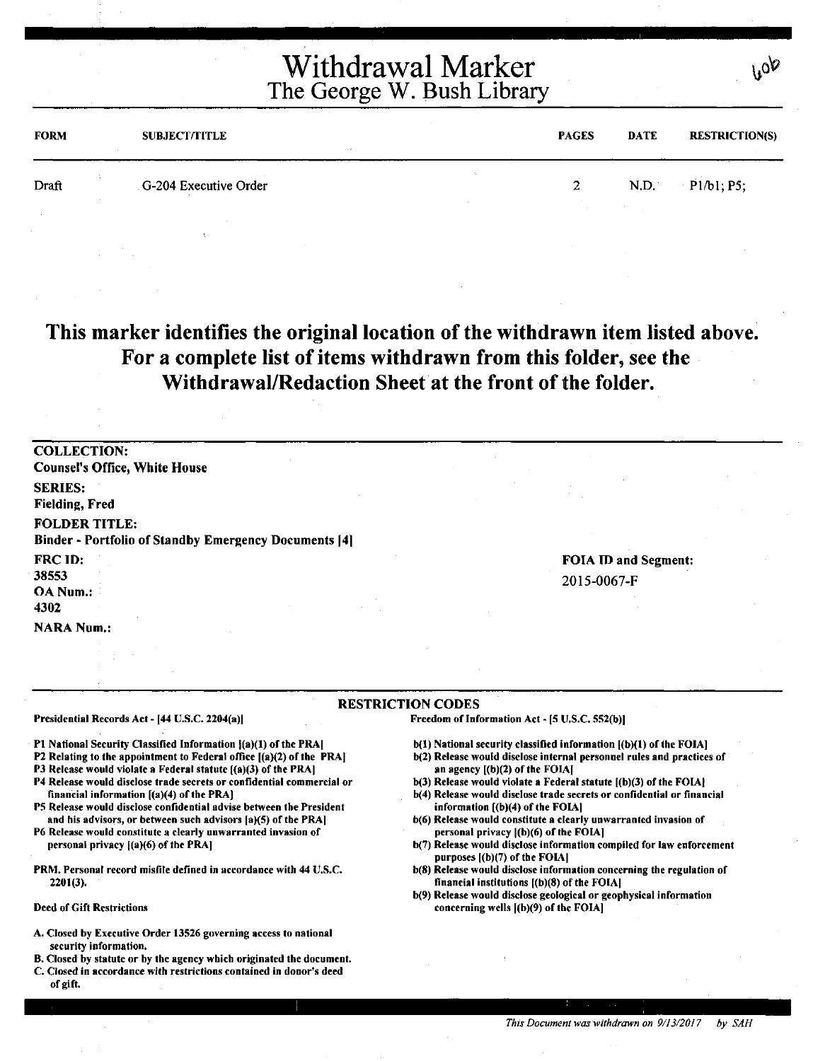# Withdrawal Marker
## The George W. Bush Library

606

| FORM | SUBJECT/TITLE | PAGES | DATE | RESTRICTION(S) |
|---|---|---|---|---|
| Draft | G-204 Executive Order | 2 | N.D. | P1/b1; P5; |

**This marker identifies the original location of the withdrawn item listed above. For a complete list of items withdrawn from this folder, see the Withdrawal/Redaction Sheet at the front of the folder.**

**COLLECTION:**
**Counsel's Office, White House**

**SERIES:**
**Fielding, Fred**

**FOLDER TITLE:**
**Binder - Portfolio of Standby Emergency Documents [4]**

**FRC ID:**
**38553**

**OA Num.:**
**4302**

**NARA Num.:**

**FOIA ID and Segment:**
2015-0067-F

### RESTRICTION CODES

**Presidential Records Act - [44 U.S.C. 2204(a)]**

- P1 National Security Classified Information [(a)(1) of the PRA]
- P2 Relating to the appointment to Federal office [(a)(2) of the PRA]
- P3 Release would violate a Federal statute [(a)(3) of the PRA]
- P4 Release would disclose trade secrets or confidential commercial or financial information [(a)(4) of the PRA]
- P5 Release would disclose confidential advise between the President and his advisors, or between such advisors [a)(5) of the PRA]
- P6 Release would constitute a clearly unwarranted invasion of personal privacy [(a)(6) of the PRA]

PRM. Personal record misfile defined in accordance with 44 U.S.C. 2201(3).

**Deed of Gift Restrictions**

- A. Closed by Executive Order 13526 governing access to national security information.
- B. Closed by statute or by the agency which originated the document.
- C. Closed in accordance with restrictions contained in donor's deed of gift.

**Freedom of Information Act - [5 U.S.C. 552(b)]**

- b(1) National security classified information [(b)(1) of the FOIA]
- b(2) Release would disclose internal personnel rules and practices of an agency [(b)(2) of the FOIA]
- b(3) Release would violate a Federal statute [(b)(3) of the FOIA]
- b(4) Release would disclose trade secrets or confidential or financial information [(b)(4) of the FOIA]
- b(6) Release would constitute a clearly unwarranted invasion of personal privacy [(b)(6) of the FOIA]
- b(7) Release would disclose information compiled for law enforcement purposes [(b)(7) of the FOIA]
- b(8) Release would disclose information concerning the regulation of financial institutions [(b)(8) of the FOIA]
- b(9) Release would disclose geological or geophysical information concerning wells [(b)(9) of the FOIA]

*This Document was withdrawn on 9/13/2017 by SAH*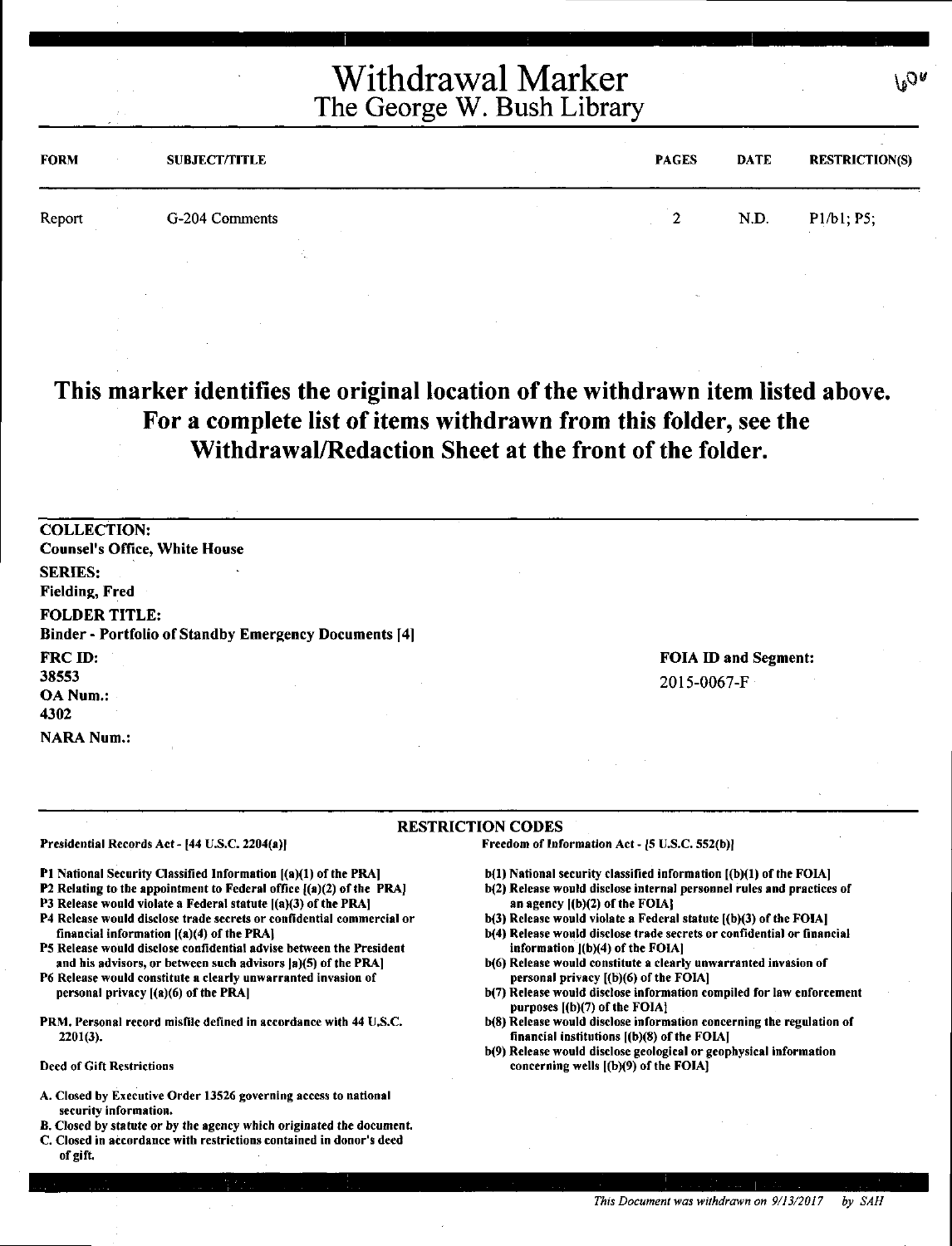# Withdrawal Marker
## The George W. Bush Library

| FORM | SUBJECT/TITLE | PAGES | DATE | RESTRICTION(S) |
|---|---|---|---|---|
| Report | G-204 Comments | 2 | N.D. | P1/b1; P5; |

**This marker identifies the original location of the withdrawn item listed above. For a complete list of items withdrawn from this folder, see the Withdrawal/Redaction Sheet at the front of the folder.**

**COLLECTION:**
**Counsel's Office, White House**

**SERIES:**
**Fielding, Fred**

**FOLDER TITLE:**
**Binder - Portfolio of Standby Emergency Documents [4]**

**FRC ID:**
**38553**

**OA Num.:**
**4302**

**NARA Num.:**

**FOIA ID and Segment:**
2015-0067-F

**RESTRICTION CODES**

**Presidential Records Act - [44 U.S.C. 2204(a)]**

**P1 National Security Classified Information [(a)(1) of the PRA]**
**P2 Relating to the appointment to Federal office [(a)(2) of the PRA]**
**P3 Release would violate a Federal statute [(a)(3) of the PRA]**
**P4 Release would disclose trade secrets or confidential commercial or financial information [(a)(4) of the PRA]**
**P5 Release would disclose confidential advise between the President and his advisors, or between such advisors [a)(5) of the PRA]**
**P6 Release would constitute a clearly unwarranted invasion of personal privacy [(a)(6) of the PRA]**

**PRM. Personal record misfile defined in accordance with 44 U.S.C. 2201(3).**

**Deed of Gift Restrictions**

**A. Closed by Executive Order 13526 governing access to national security information.**
**B. Closed by statute or by the agency which originated the document.**
**C. Closed in accordance with restrictions contained in donor's deed of gift.**

**Freedom of Information Act - [5 U.S.C. 552(b)]**

**b(1) National security classified information [(b)(1) of the FOIA]**
**b(2) Release would disclose internal personnel rules and practices of an agency [(b)(2) of the FOIA]**
**b(3) Release would violate a Federal statute [(b)(3) of the FOIA]**
**b(4) Release would disclose trade secrets or confidential or financial information [(b)(4) of the FOIA]**
**b(6) Release would constitute a clearly unwarranted invasion of personal privacy [(b)(6) of the FOIA]**
**b(7) Release would disclose information compiled for law enforcement purposes [(b)(7) of the FOIA]**
**b(8) Release would disclose information concerning the regulation of financial institutions [(b)(8) of the FOIA]**
**b(9) Release would disclose geological or geophysical information concerning wells [(b)(9) of the FOIA]**

*This Document was withdrawn on 9/13/2017 by SAH*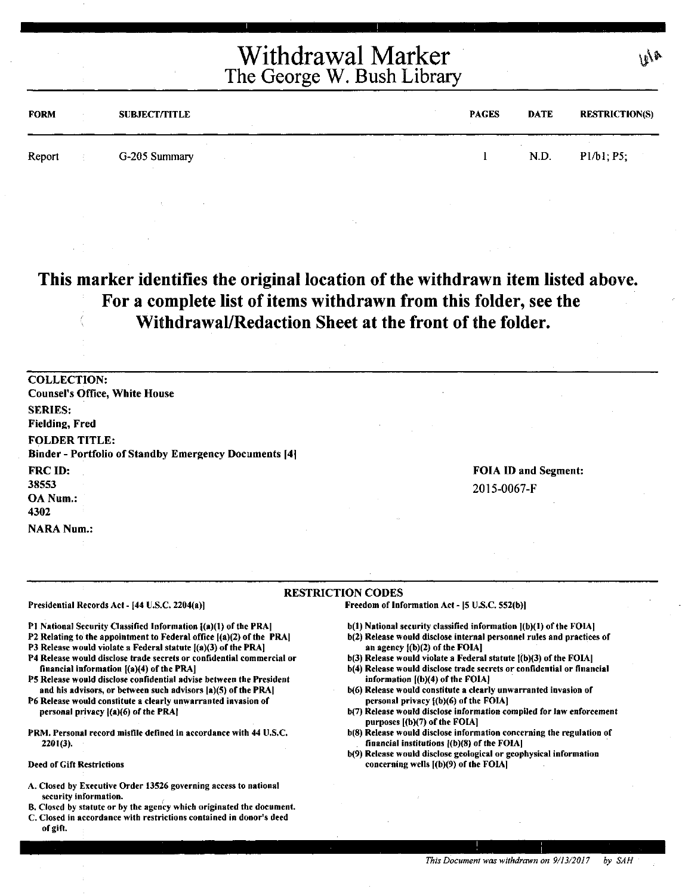# Withdrawal Marker
## The George W. Bush Library

| FORM | SUBJECT/TITLE | PAGES | DATE | RESTRICTION(S) |
|---|---|---|---|---|
| Report | G-205 Summary | 1 | N.D. | P1/b1; P5; |

**This marker identifies the original location of the withdrawn item listed above. For a complete list of items withdrawn from this folder, see the Withdrawal/Redaction Sheet at the front of the folder.**

**COLLECTION:**
**Counsel's Office, White House**

**SERIES:**
**Fielding, Fred**

**FOLDER TITLE:**
**Binder - Portfolio of Standby Emergency Documents [4]**

**FRC ID:**
38553

**OA Num.:**
4302

**NARA Num.:**

**FOIA ID and Segment:**
2015-0067-F

**RESTRICTION CODES**

Presidential Records Act - [44 U.S.C. 2204(a)]

- P1 National Security Classified Information [(a)(1) of the PRA]
- P2 Relating to the appointment to Federal office [(a)(2) of the PRA]
- P3 Release would violate a Federal statute [(a)(3) of the PRA]
- P4 Release would disclose trade secrets or confidential commercial or financial information [(a)(4) of the PRA]
- P5 Release would disclose confidential advise between the President and his advisors, or between such advisors [a)(5) of the PRA]
- P6 Release would constitute a clearly unwarranted invasion of personal privacy [(a)(6) of the PRA]

PRM. Personal record misfile defined in accordance with 44 U.S.C. 2201(3).

Deed of Gift Restrictions

- A. Closed by Executive Order 13526 governing access to national security information.
- B. Closed by statute or by the agency which originated the document.
- C. Closed in accordance with restrictions contained in donor's deed of gift.

Freedom of Information Act - [5 U.S.C. 552(b)]

- b(1) National security classified information [(b)(1) of the FOIA]
- b(2) Release would disclose internal personnel rules and practices of an agency [(b)(2) of the FOIA]
- b(3) Release would violate a Federal statute [(b)(3) of the FOIA]
- b(4) Release would disclose trade secrets or confidential or financial information [(b)(4) of the FOIA]
- b(6) Release would constitute a clearly unwarranted invasion of personal privacy [(b)(6) of the FOIA]
- b(7) Release would disclose information compiled for law enforcement purposes [(b)(7) of the FOIA]
- b(8) Release would disclose information concerning the regulation of financial institutions [(b)(8) of the FOIA]
- b(9) Release would disclose geological or geophysical information concerning wells [(b)(9) of the FOIA]

*This Document was withdrawn on 9/13/2017 by SAH*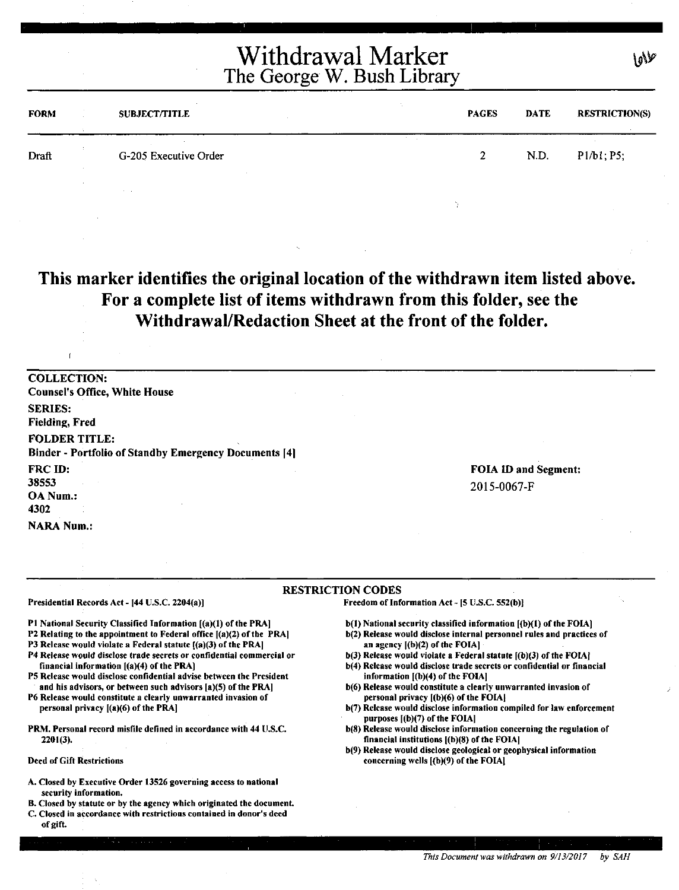# Withdrawal Marker
## The George W. Bush Library

| FORM | SUBJECT/TITLE | PAGES | DATE | RESTRICTION(S) |
|---|---|---|---|---|
| Draft | G-205 Executive Order | 2 | N.D. | P1/b1; P5; |

**This marker identifies the original location of the withdrawn item listed above. For a complete list of items withdrawn from this folder, see the Withdrawal/Redaction Sheet at the front of the folder.**

**COLLECTION:**
Counsel's Office, White House

**SERIES:**
Fielding, Fred

**FOLDER TITLE:**
Binder - Portfolio of Standby Emergency Documents [4]

**FRC ID:**
38553

**OA Num.:**
4302

**NARA Num.:**

**FOIA ID and Segment:**
2015-0067-F

### RESTRICTION CODES

**Presidential Records Act - [44 U.S.C. 2204(a)]**

- P1 National Security Classified Information [(a)(1) of the PRA]
- P2 Relating to the appointment to Federal office [(a)(2) of the PRA]
- P3 Release would violate a Federal statute [(a)(3) of the PRA]
- P4 Release would disclose trade secrets or confidential commercial or financial information [(a)(4) of the PRA]
- P5 Release would disclose confidential advise between the President and his advisors, or between such advisors [a)(5) of the PRA]
- P6 Release would constitute a clearly unwarranted invasion of personal privacy [(a)(6) of the PRA]

PRM. Personal record misfile defined in accordance with 44 U.S.C. 2201(3).

**Deed of Gift Restrictions**

- A. Closed by Executive Order 13526 governing access to national security information.
- B. Closed by statute or by the agency which originated the document.
- C. Closed in accordance with restrictions contained in donor's deed of gift.

**Freedom of Information Act - [5 U.S.C. 552(b)]**

- b(1) National security classified information [(b)(1) of the FOIA]
- b(2) Release would disclose internal personnel rules and practices of an agency [(b)(2) of the FOIA]
- b(3) Release would violate a Federal statute [(b)(3) of the FOIA]
- b(4) Release would disclose trade secrets or confidential or financial information [(b)(4) of the FOIA]
- b(6) Release would constitute a clearly unwarranted invasion of personal privacy [(b)(6) of the FOIA]
- b(7) Release would disclose information compiled for law enforcement purposes [(b)(7) of the FOIA]
- b(8) Release would disclose information concerning the regulation of financial institutions [(b)(8) of the FOIA]
- b(9) Release would disclose geological or geophysical information concerning wells [(b)(9) of the FOIA]

*This Document was withdrawn on 9/13/2017 by SAH*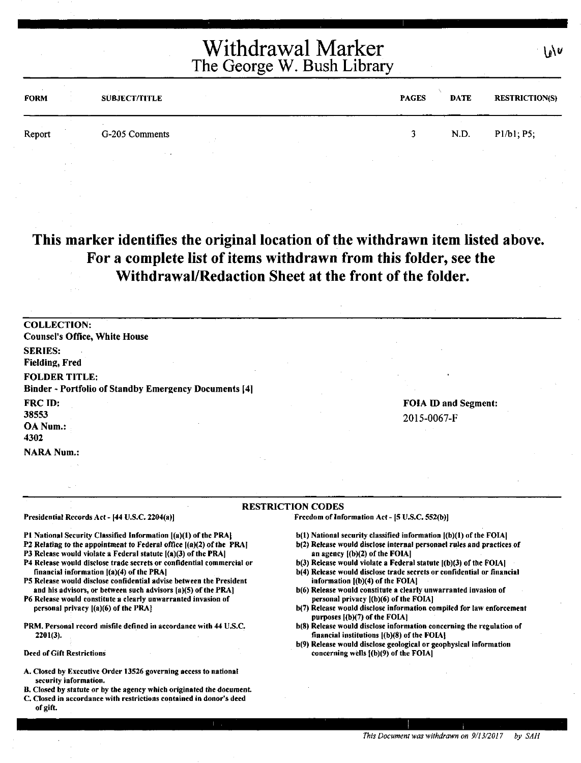# Withdrawal Marker
## The George W. Bush Library

| FORM | SUBJECT/TITLE | PAGES | DATE | RESTRICTION(S) |
|---|---|---|---|---|
| Report | G-205 Comments | 3 | N.D. | P1/b1; P5; |

**This marker identifies the original location of the withdrawn item listed above. For a complete list of items withdrawn from this folder, see the Withdrawal/Redaction Sheet at the front of the folder.**

**COLLECTION:**
**Counsel's Office, White House**

**SERIES:**
**Fielding, Fred**

**FOLDER TITLE:**
**Binder - Portfolio of Standby Emergency Documents [4]**

**FRC ID:**
**38553**

**OA Num.:**
**4302**

**NARA Num.:**

**FOIA ID and Segment:**
2015-0067-F

**RESTRICTION CODES**

Presidential Records Act - [44 U.S.C. 2204(a)]

P1 National Security Classified Information [(a)(1) of the PRA]
P2 Relating to the appointment to Federal office [(a)(2) of the PRA]
P3 Release would violate a Federal statute [(a)(3) of the PRA]
P4 Release would disclose trade secrets or confidential commercial or financial information [(a)(4) of the PRA]
P5 Release would disclose confidential advise between the President and his advisors, or between such advisors [a)(5) of the PRA]
P6 Release would constitute a clearly unwarranted invasion of personal privacy [(a)(6) of the PRA]

PRM. Personal record misfile defined in accordance with 44 U.S.C. 2201(3).

Deed of Gift Restrictions

A. Closed by Executive Order 13526 governing access to national security information.
B. Closed by statute or by the agency which originated the document.
C. Closed in accordance with restrictions contained in donor's deed of gift.

Freedom of Information Act - [5 U.S.C. 552(b)]

b(1) National security classified information [(b)(1) of the FOIA]
b(2) Release would disclose internal personnel rules and practices of an agency [(b)(2) of the FOIA]
b(3) Release would violate a Federal statute [(b)(3) of the FOIA]
b(4) Release would disclose trade secrets or confidential or financial information [(b)(4) of the FOIA]
b(6) Release would constitute a clearly unwarranted invasion of personal privacy [(b)(6) of the FOIA]
b(7) Release would disclose information compiled for law enforcement purposes [(b)(7) of the FOIA]
b(8) Release would disclose information concerning the regulation of financial institutions [(b)(8) of the FOIA]
b(9) Release would disclose geological or geophysical information concerning wells [(b)(9) of the FOIA]

*This Document was withdrawn on 9/13/2017 by SAH*